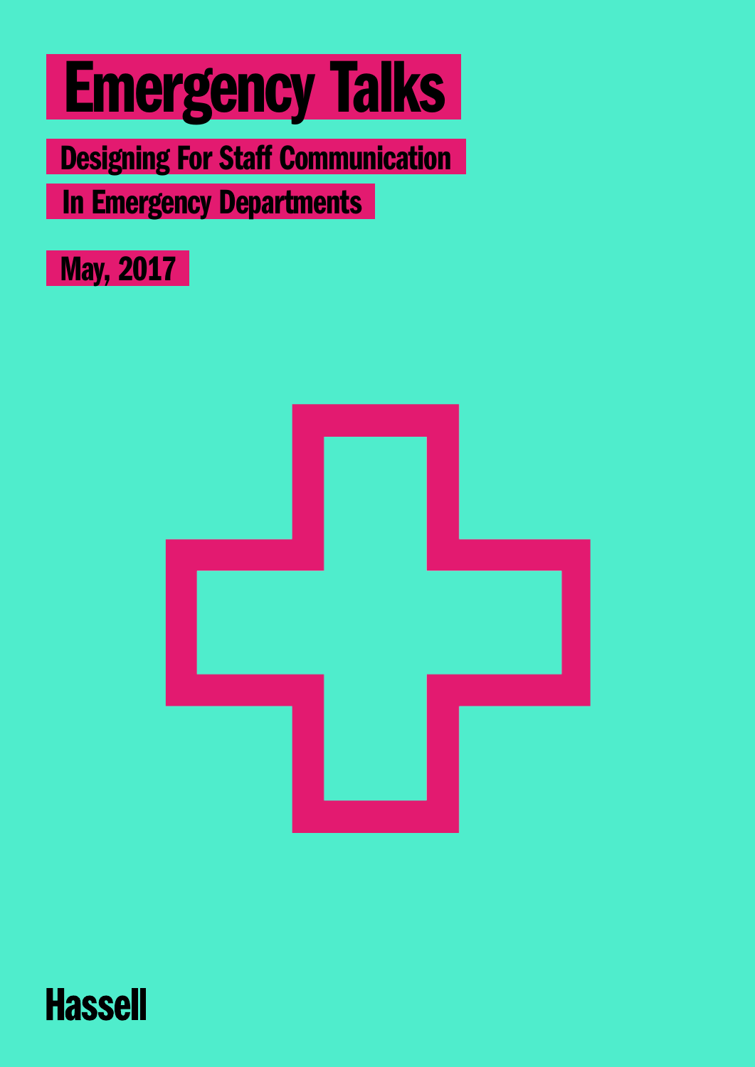# Emergency Talks

## Designing For Staff Communication In Emergency Departments

May, 2017

Hassell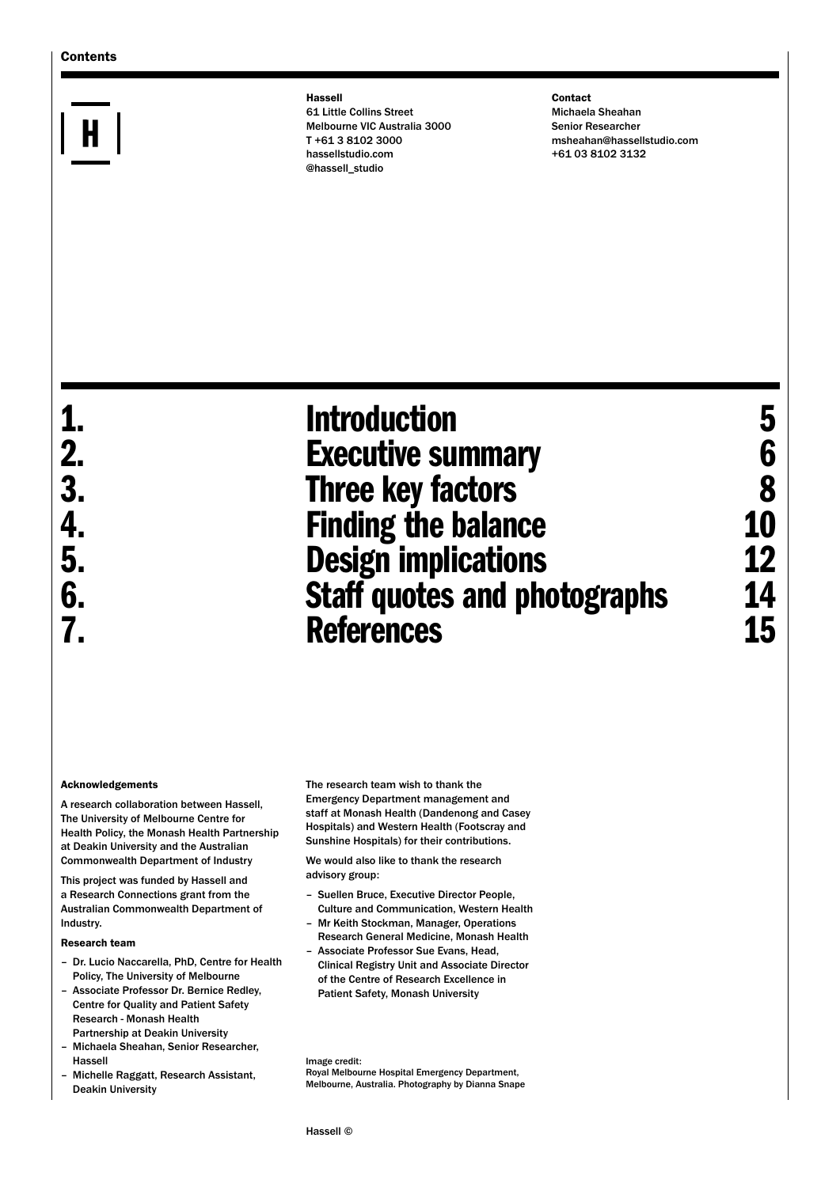# Contents

**Hassell**
61 Little Collins Street
Melbourne VIC Australia 3000
T +61 3 8102 3000
hassellstudio.com
@hassell_studio

**Contact**
Michaela Sheahan
Senior Researcher
msheahan@hassellstudio.com
+61 03 8102 3132

| | | |
|---|---|---|
| 1. | Introduction | 5 |
| 2. | Executive summary | 6 |
| 3. | Three key factors | 8 |
| 4. | Finding the balance | 10 |
| 5. | Design implications | 12 |
| 6. | Staff quotes and photographs | 14 |
| 7. | References | 15 |

**Acknowledgements**

A research collaboration between Hassell, The University of Melbourne Centre for Health Policy, the Monash Health Partnership at Deakin University and the Australian Commonwealth Department of Industry

This project was funded by Hassell and a Research Connections grant from the Australian Commonwealth Department of Industry.

**Research team**

- Dr. Lucio Naccarella, PhD, Centre for Health Policy, The University of Melbourne
- Associate Professor Dr. Bernice Redley, Centre for Quality and Patient Safety Research - Monash Health Partnership at Deakin University
- Michaela Sheahan, Senior Researcher, Hassell
- Michelle Raggatt, Research Assistant, Deakin University

The research team wish to thank the Emergency Department management and staff at Monash Health (Dandenong and Casey Hospitals) and Western Health (Footscray and Sunshine Hospitals) for their contributions.

We would also like to thank the research advisory group:

- Suellen Bruce, Executive Director People, Culture and Communication, Western Health
- Mr Keith Stockman, Manager, Operations Research General Medicine, Monash Health
- Associate Professor Sue Evans, Head, Clinical Registry Unit and Associate Director of the Centre of Research Excellence in Patient Safety, Monash University

Image credit:
Royal Melbourne Hospital Emergency Department, Melbourne, Australia. Photography by Dianna Snape

Hassell ©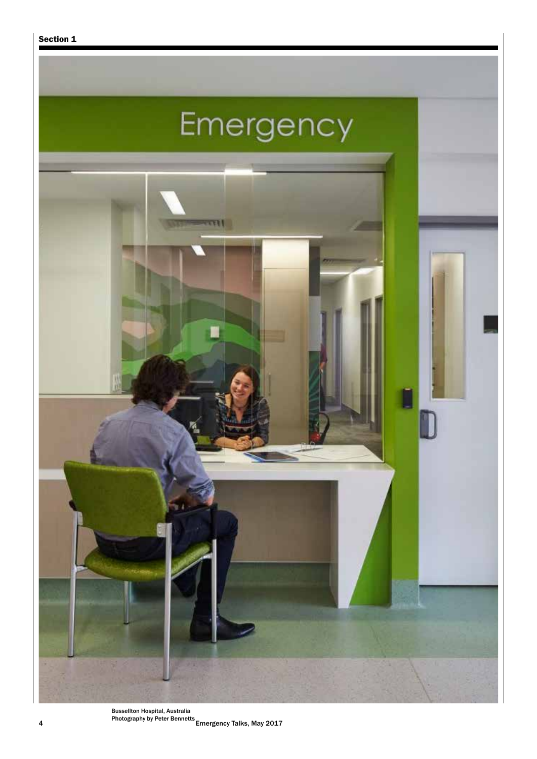Bussellton Hospital, Australia
Photography by Peter Bennetts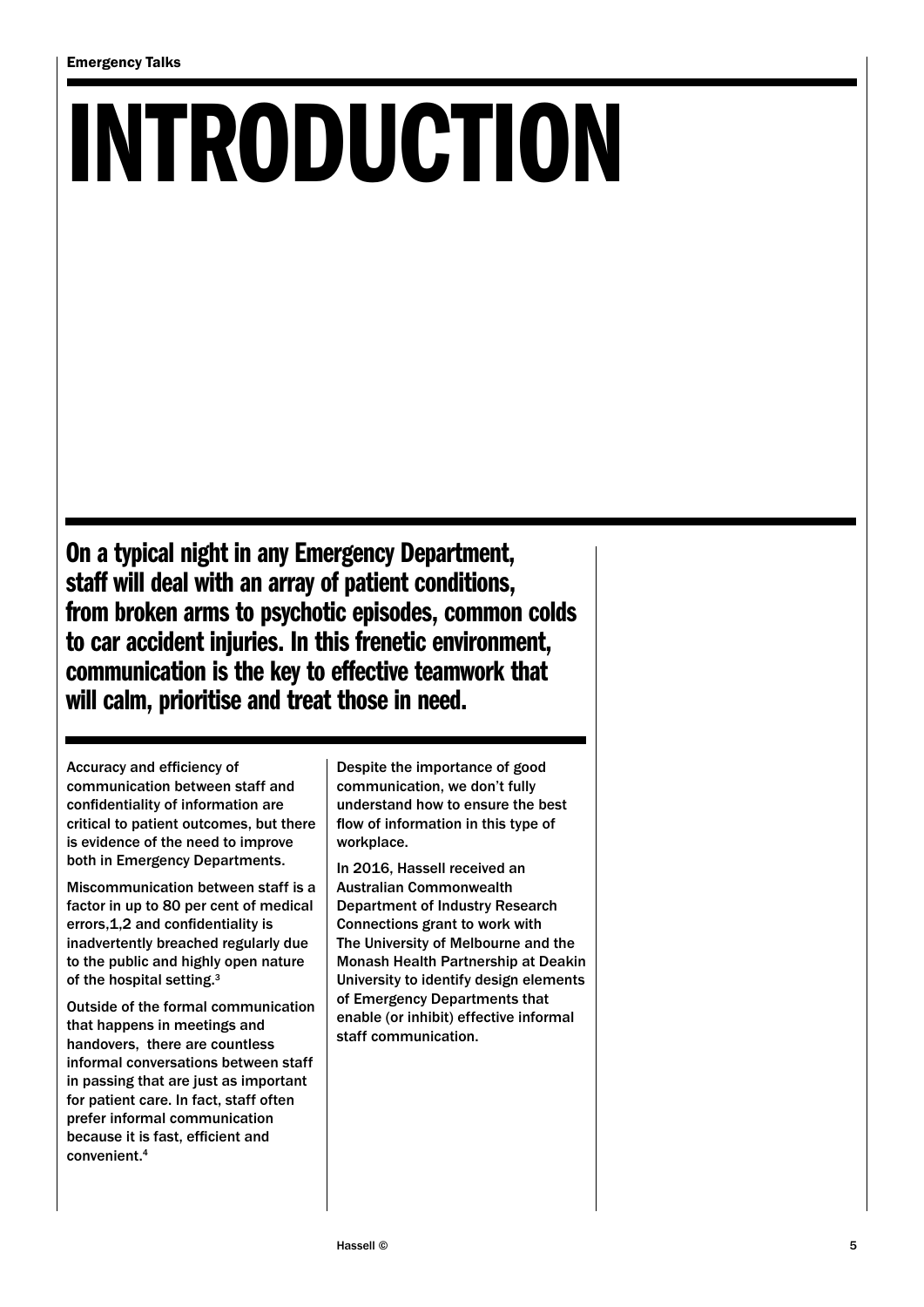# INTRODUCTION

**On a typical night in any Emergency Department, staff will deal with an array of patient conditions, from broken arms to psychotic episodes, common colds to car accident injuries. In this frenetic environment, communication is the key to effective teamwork that will calm, prioritise and treat those in need.**

Accuracy and efficiency of communication between staff and confidentiality of information are critical to patient outcomes, but there is evidence of the need to improve both in Emergency Departments.

Miscommunication between staff is a factor in up to 80 per cent of medical errors,1,2 and confidentiality is inadvertently breached regularly due to the public and highly open nature of the hospital setting.[3]

Outside of the formal communication that happens in meetings and handovers, there are countless informal conversations between staff in passing that are just as important for patient care. In fact, staff often prefer informal communication because it is fast, efficient and convenient.[4]

Despite the importance of good communication, we don't fully understand how to ensure the best flow of information in this type of workplace.

In 2016, Hassell received an Australian Commonwealth Department of Industry Research Connections grant to work with The University of Melbourne and the Monash Health Partnership at Deakin University to identify design elements of Emergency Departments that enable (or inhibit) effective informal staff communication.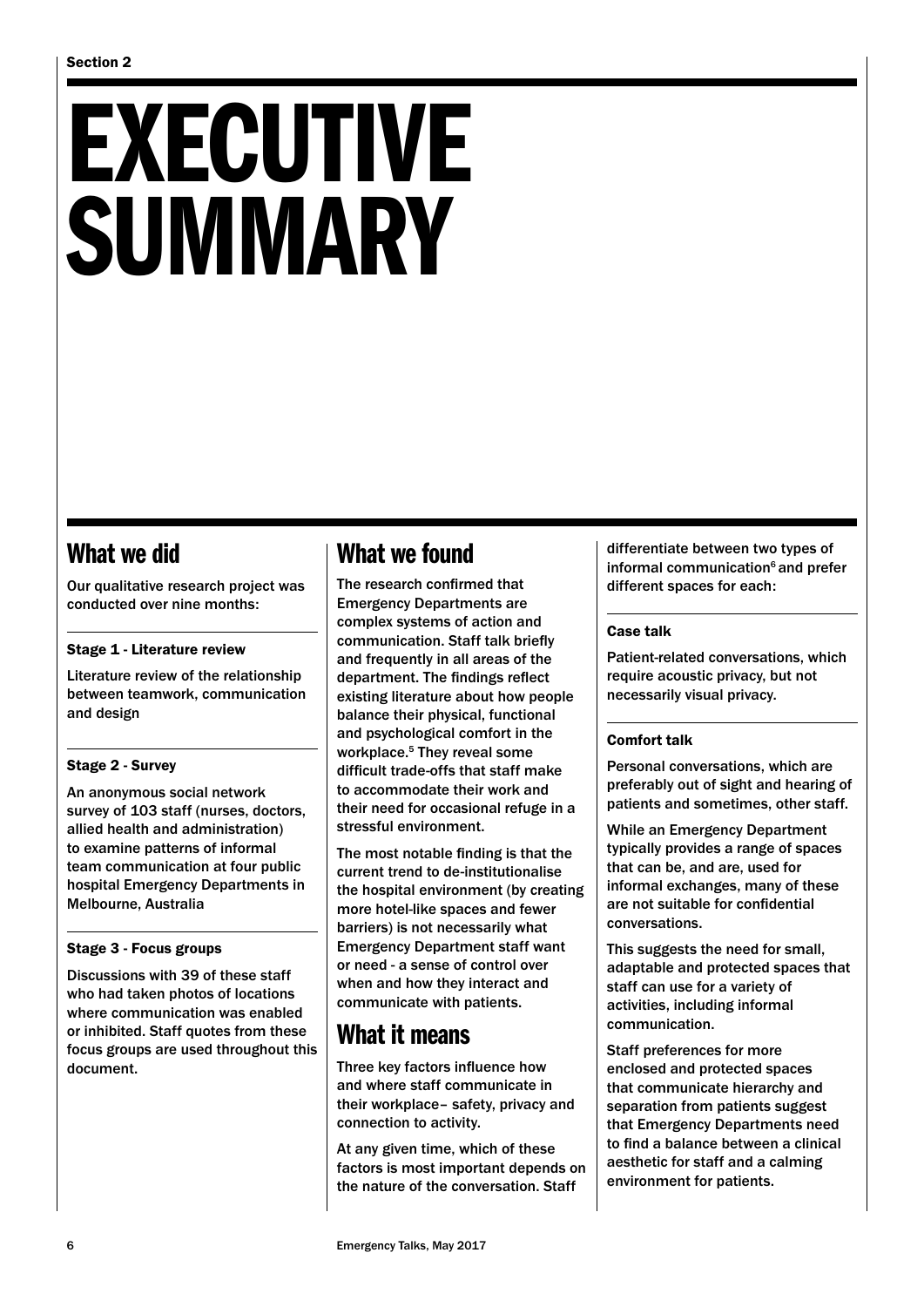Section 2

# EXECUTIVE SUMMARY

## What we did

Our qualitative research project was conducted over nine months:

### Stage 1 - Literature review

Literature review of the relationship between teamwork, communication and design

### Stage 2 - Survey

An anonymous social network survey of 103 staff (nurses, doctors, allied health and administration) to examine patterns of informal team communication at four public hospital Emergency Departments in Melbourne, Australia

### Stage 3 - Focus groups

Discussions with 39 of these staff who had taken photos of locations where communication was enabled or inhibited. Staff quotes from these focus groups are used throughout this document.

## What we found

The research confirmed that Emergency Departments are complex systems of action and communication. Staff talk briefly and frequently in all areas of the department. The findings reflect existing literature about how people balance their physical, functional and psychological comfort in the workplace.[5] They reveal some difficult trade-offs that staff make to accommodate their work and their need for occasional refuge in a stressful environment.

The most notable finding is that the current trend to de-institutionalise the hospital environment (by creating more hotel-like spaces and fewer barriers) is not necessarily what Emergency Department staff want or need - a sense of control over when and how they interact and communicate with patients.

## What it means

Three key factors influence how and where staff communicate in their workplace– safety, privacy and connection to activity.

At any given time, which of these factors is most important depends on the nature of the conversation. Staff differentiate between two types of informal communication[6] and prefer different spaces for each:

### Case talk

Patient-related conversations, which require acoustic privacy, but not necessarily visual privacy.

### Comfort talk

Personal conversations, which are preferably out of sight and hearing of patients and sometimes, other staff.

While an Emergency Department typically provides a range of spaces that can be, and are, used for informal exchanges, many of these are not suitable for confidential conversations.

This suggests the need for small, adaptable and protected spaces that staff can use for a variety of activities, including informal communication.

Staff preferences for more enclosed and protected spaces that communicate hierarchy and separation from patients suggest that Emergency Departments need to find a balance between a clinical aesthetic for staff and a calming environment for patients.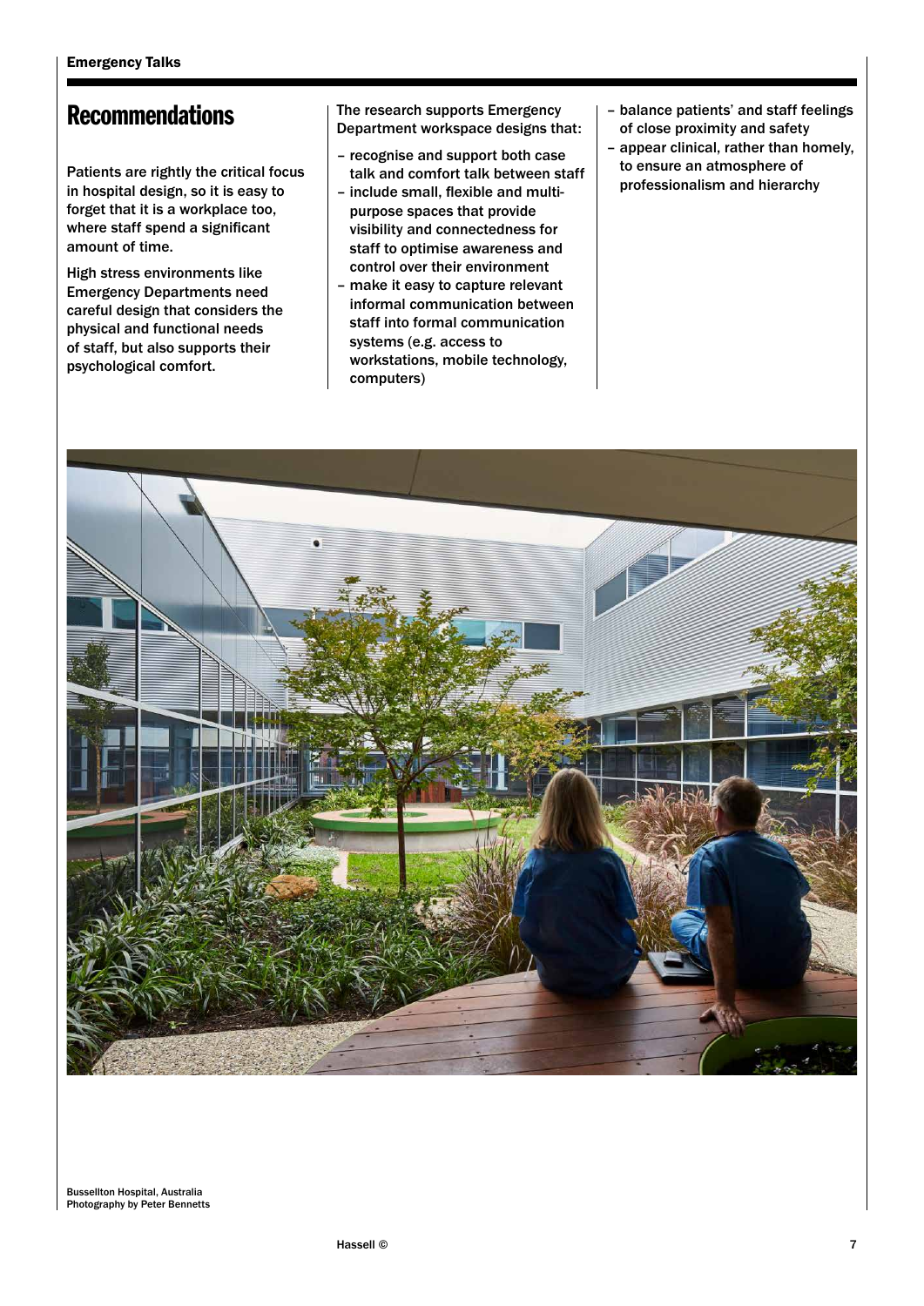# Recommendations

Patients are rightly the critical focus in hospital design, so it is easy to forget that it is a workplace too, where staff spend a significant amount of time.

High stress environments like Emergency Departments need careful design that considers the physical and functional needs of staff, but also supports their psychological comfort.

The research supports Emergency Department workspace designs that:

- recognise and support both case talk and comfort talk between staff
- include small, flexible and multi-purpose spaces that provide visibility and connectedness for staff to optimise awareness and control over their environment
- make it easy to capture relevant informal communication between staff into formal communication systems (e.g. access to workstations, mobile technology, computers)
- balance patients' and staff feelings of close proximity and safety
- appear clinical, rather than homely, to ensure an atmosphere of professionalism and hierarchy

Busselton Hospital, Australia
Photography by Peter Bennetts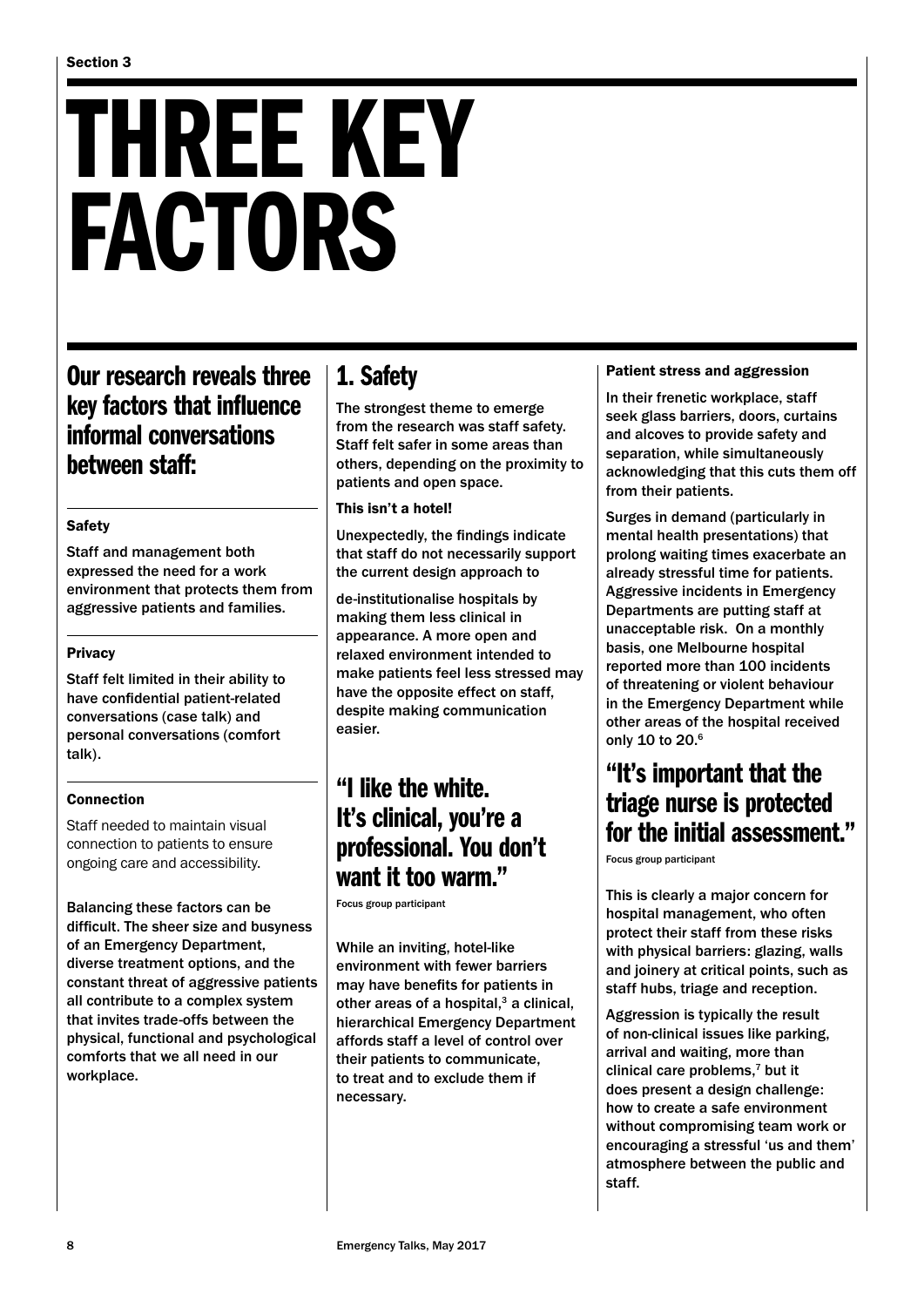Section 3

# THREE KEY FACTORS

## Our research reveals three key factors that influence informal conversations between staff:

### Safety

Staff and management both expressed the need for a work environment that protects them from aggressive patients and families.

### Privacy

Staff felt limited in their ability to have confidential patient-related conversations (case talk) and personal conversations (comfort talk).

### Connection

Staff needed to maintain visual connection to patients to ensure ongoing care and accessibility.

Balancing these factors can be difficult. The sheer size and busyness of an Emergency Department, diverse treatment options, and the constant threat of aggressive patients all contribute to a complex system that invites trade-offs between the physical, functional and psychological comforts that we all need in our workplace.

## 1. Safety

The strongest theme to emerge from the research was staff safety. Staff felt safer in some areas than others, depending on the proximity to patients and open space.

### This isn't a hotel!

Unexpectedly, the findings indicate that staff do not necessarily support the current design approach to de-institutionalise hospitals by making them less clinical in appearance. A more open and relaxed environment intended to make patients feel less stressed may have the opposite effect on staff, despite making communication easier.

## "I like the white. It's clinical, you're a professional. You don't want it too warm."

Focus group participant

While an inviting, hotel-like environment with fewer barriers may have benefits for patients in other areas of a hospital,[3] a clinical, hierarchical Emergency Department affords staff a level of control over their patients to communicate, to treat and to exclude them if necessary.

### Patient stress and aggression

In their frenetic workplace, staff seek glass barriers, doors, curtains and alcoves to provide safety and separation, while simultaneously acknowledging that this cuts them off from their patients.

Surges in demand (particularly in mental health presentations) that prolong waiting times exacerbate an already stressful time for patients. Aggressive incidents in Emergency Departments are putting staff at unacceptable risk. On a monthly basis, one Melbourne hospital reported more than 100 incidents of threatening or violent behaviour in the Emergency Department while other areas of the hospital received only 10 to 20.[6]

## "It's important that the triage nurse is protected for the initial assessment."

Focus group participant

This is clearly a major concern for hospital management, who often protect their staff from these risks with physical barriers: glazing, walls and joinery at critical points, such as staff hubs, triage and reception.

Aggression is typically the result of non-clinical issues like parking, arrival and waiting, more than clinical care problems,[7] but it does present a design challenge: how to create a safe environment without compromising team work or encouraging a stressful 'us and them' atmosphere between the public and staff.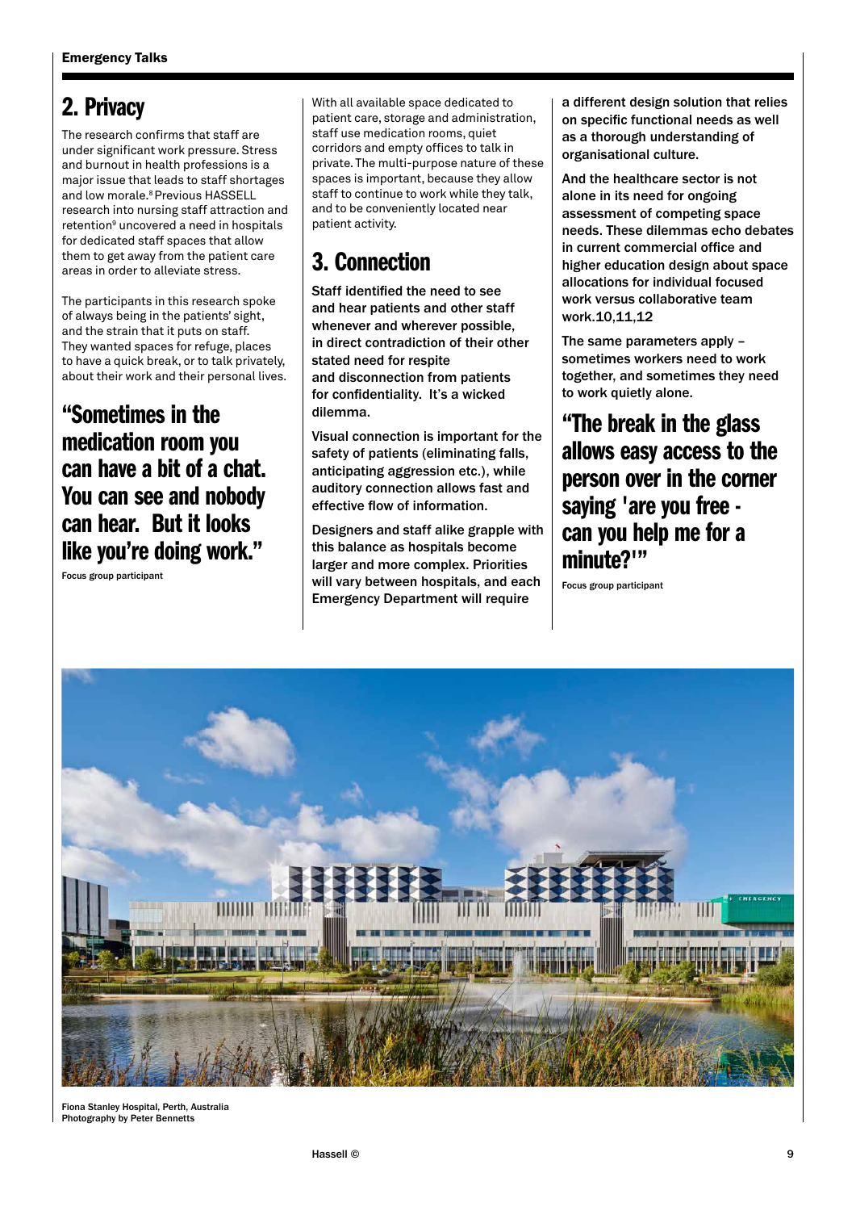## 2. Privacy

The research confirms that staff are under significant work pressure. Stress and burnout in health professions is a major issue that leads to staff shortages and low morale.[8] Previous HASSELL research into nursing staff attraction and retention[9] uncovered a need in hospitals for dedicated staff spaces that allow them to get away from the patient care areas in order to alleviate stress.

The participants in this research spoke of always being in the patients' sight, and the strain that puts on staff. They wanted spaces for refuge, places to have a quick break, or to talk privately, about their work and their personal lives.

### "Sometimes in the medication room you can have a bit of a chat. You can see and nobody can hear. But it looks like you're doing work."

Focus group participant

With all available space dedicated to patient care, storage and administration, staff use medication rooms, quiet corridors and empty offices to talk in private. The multi-purpose nature of these spaces is important, because they allow staff to continue to work while they talk, and to be conveniently located near patient activity.

## 3. Connection

**Staff identified the need to see and hear patients and other staff whenever and wherever possible, in direct contradiction of their other stated need for respite and disconnection from patients for confidentiality. It's a wicked dilemma.**

**Visual connection is important for the safety of patients (eliminating falls, anticipating aggression etc.), while auditory connection allows fast and effective flow of information.**

**Designers and staff alike grapple with this balance as hospitals become larger and more complex. Priorities will vary between hospitals, and each Emergency Department will require a different design solution that relies on specific functional needs as well as a thorough understanding of organisational culture.**

**And the healthcare sector is not alone in its need for ongoing assessment of competing space needs. These dilemmas echo debates in current commercial office and higher education design about space allocations for individual focused work versus collaborative team work.10,11,12**

**The same parameters apply – sometimes workers need to work together, and sometimes they need to work quietly alone.**

### "The break in the glass allows easy access to the person over in the corner saying 'are you free - can you help me for a minute?'"

Focus group participant

Fiona Stanley Hospital, Perth, Australia
Photography by Peter Bennetts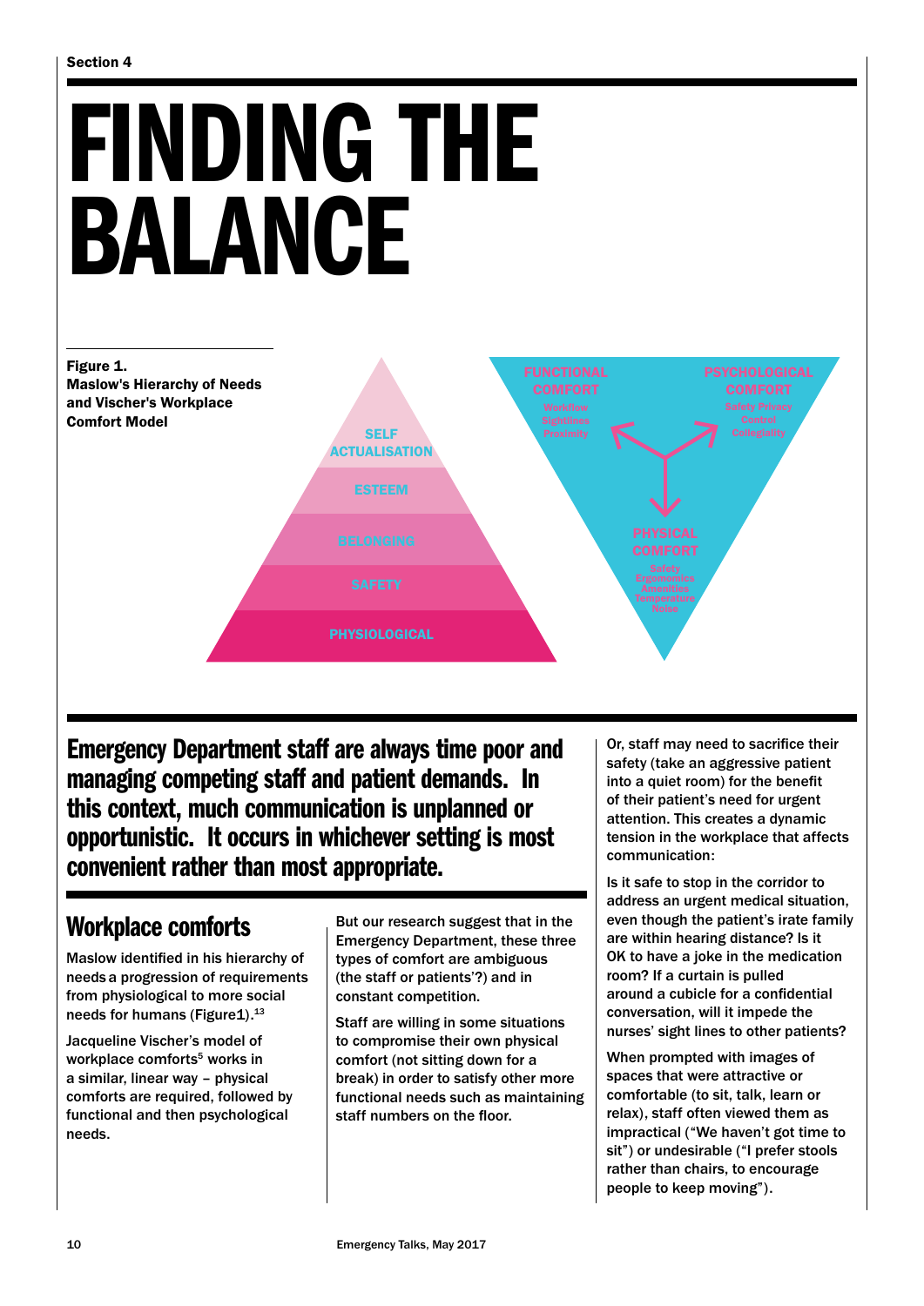# FINDING THE BALANCE

**Figure 1.**
**Maslow's Hierarchy of Needs and Vischer's Workplace Comfort Model**

SELF ACTUALISATION
ESTEEM
BELONGING
SAFETY
PHYSIOLOGICAL

FUNCTIONAL COMFORT
Workflow
Sightlines
Proximity

PSYCHOLOGICAL COMFORT
Safety Privacy
Control
Collegiality

PHYSICAL COMFORT
Safety
Ergonomics
Amenities
Temperature
Noise

**Emergency Department staff are always time poor and managing competing staff and patient demands. In this context, much communication is unplanned or opportunistic. It occurs in whichever setting is most convenient rather than most appropriate.**

## Workplace comforts

Maslow identified in his hierarchy of needs a progression of requirements from physiological to more social needs for humans (Figure1).[13]

Jacqueline Vischer's model of workplace comforts[5] works in a similar, linear way – physical comforts are required, followed by functional and then psychological needs.

But our research suggest that in the Emergency Department, these three types of comfort are ambiguous (the staff or patients'?) and in constant competition.

Staff are willing in some situations to compromise their own physical comfort (not sitting down for a break) in order to satisfy other more functional needs such as maintaining staff numbers on the floor.

Or, staff may need to sacrifice their safety (take an aggressive patient into a quiet room) for the benefit of their patient's need for urgent attention. This creates a dynamic tension in the workplace that affects communication:

Is it safe to stop in the corridor to address an urgent medical situation, even though the patient's irate family are within hearing distance? Is it OK to have a joke in the medication room? If a curtain is pulled around a cubicle for a confidential conversation, will it impede the nurses' sight lines to other patients?

When prompted with images of spaces that were attractive or comfortable (to sit, talk, learn or relax), staff often viewed them as impractical ("We haven't got time to sit") or undesirable ("I prefer stools rather than chairs, to encourage people to keep moving").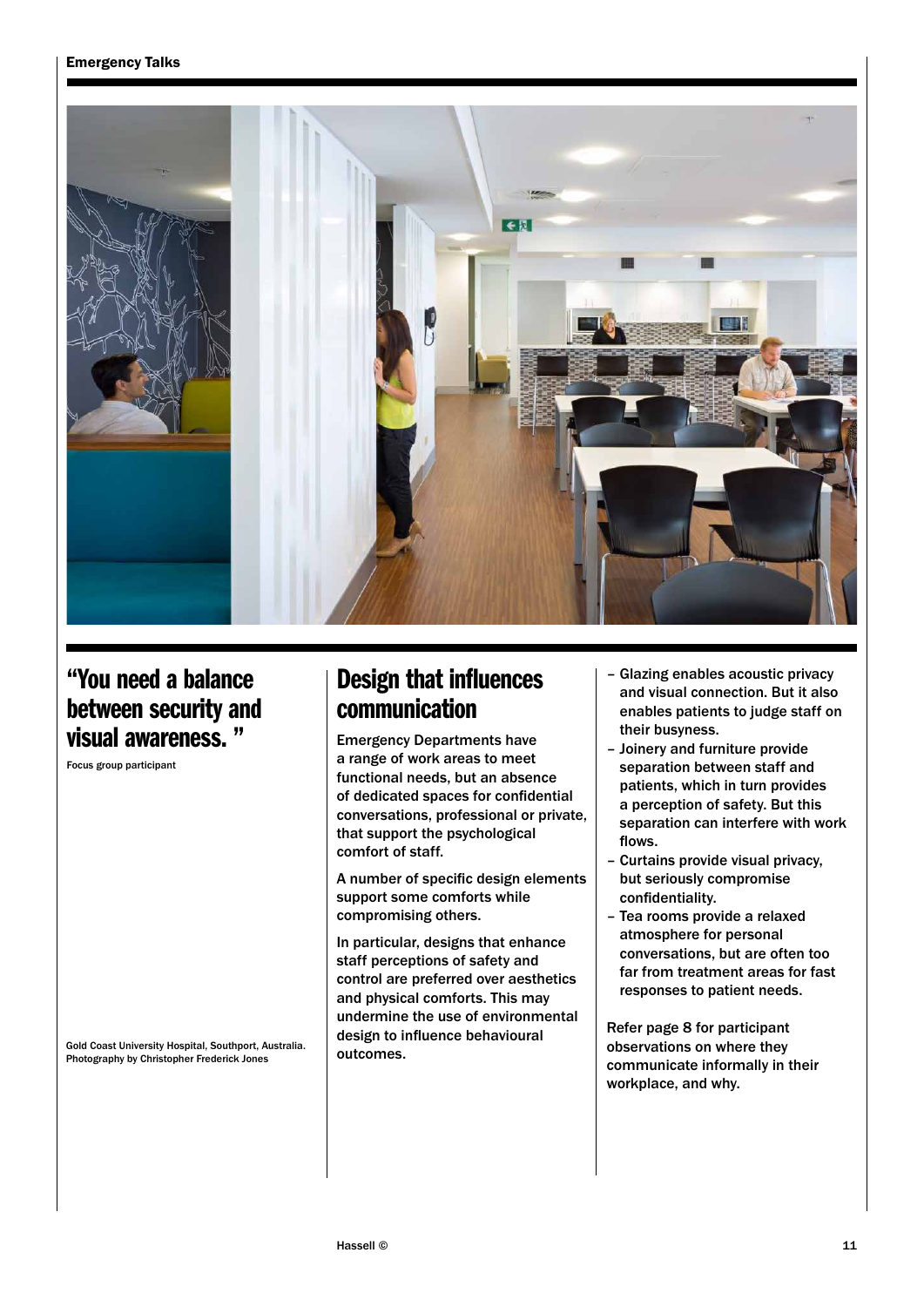## "You need a balance between security and visual awareness. "

Focus group participant

Gold Coast University Hospital, Southport, Australia. Photography by Christopher Frederick Jones

## Design that influences communication

Emergency Departments have a range of work areas to meet functional needs, but an absence of dedicated spaces for confidential conversations, professional or private, that support the psychological comfort of staff.

A number of specific design elements support some comforts while compromising others.

In particular, designs that enhance staff perceptions of safety and control are preferred over aesthetics and physical comforts. This may undermine the use of environmental design to influence behavioural outcomes.

- Glazing enables acoustic privacy and visual connection. But it also enables patients to judge staff on their busyness.
- Joinery and furniture provide separation between staff and patients, which in turn provides a perception of safety. But this separation can interfere with work flows.
- Curtains provide visual privacy, but seriously compromise confidentiality.
- Tea rooms provide a relaxed atmosphere for personal conversations, but are often too far from treatment areas for fast responses to patient needs.

Refer page 8 for participant observations on where they communicate informally in their workplace, and why.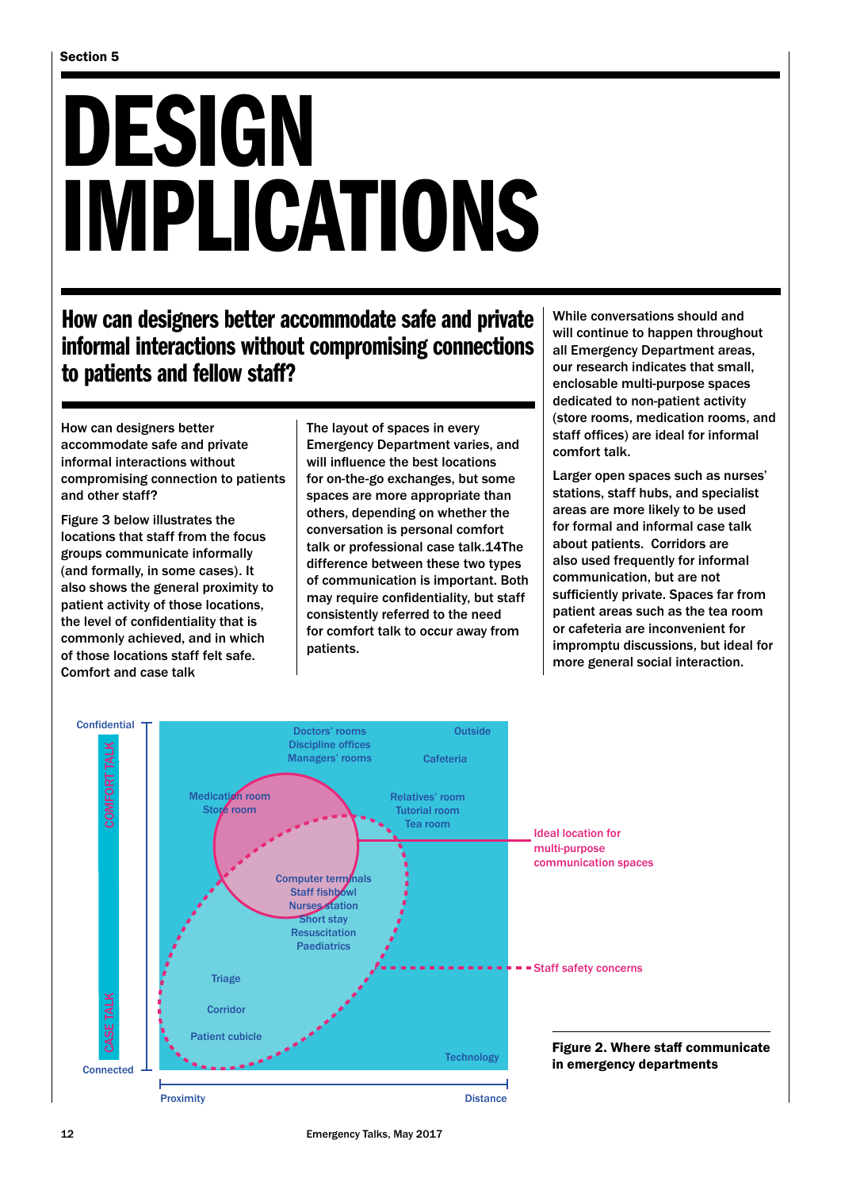Section 5

# DESIGN IMPLICATIONS

## How can designers better accommodate safe and private informal interactions without compromising connections to patients and fellow staff?

How can designers better accommodate safe and private informal interactions without compromising connection to patients and other staff?

Figure 3 below illustrates the locations that staff from the focus groups communicate informally (and formally, in some cases). It also shows the general proximity to patient activity of those locations, the level of confidentiality that is commonly achieved, and in which of those locations staff felt safe. Comfort and case talk

The layout of spaces in every Emergency Department varies, and will influence the best locations for on-the-go exchanges, but some spaces are more appropriate than others, depending on whether the conversation is personal comfort talk or professional case talk.14The difference between these two types of communication is important. Both may require confidentiality, but staff consistently referred to the need for comfort talk to occur away from patients.

While conversations should and will continue to happen throughout all Emergency Department areas, our research indicates that small, enclosable multi-purpose spaces dedicated to non-patient activity (store rooms, medication rooms, and staff offices) are ideal for informal comfort talk.

Larger open spaces such as nurses' stations, staff hubs, and specialist areas are more likely to be used for formal and informal case talk about patients. Corridors are also used frequently for informal communication, but are not sufficiently private. Spaces far from patient areas such as the tea room or cafeteria are inconvenient for impromptu discussions, but ideal for more general social interaction.

**Figure 2. Where staff communicate in emergency departments**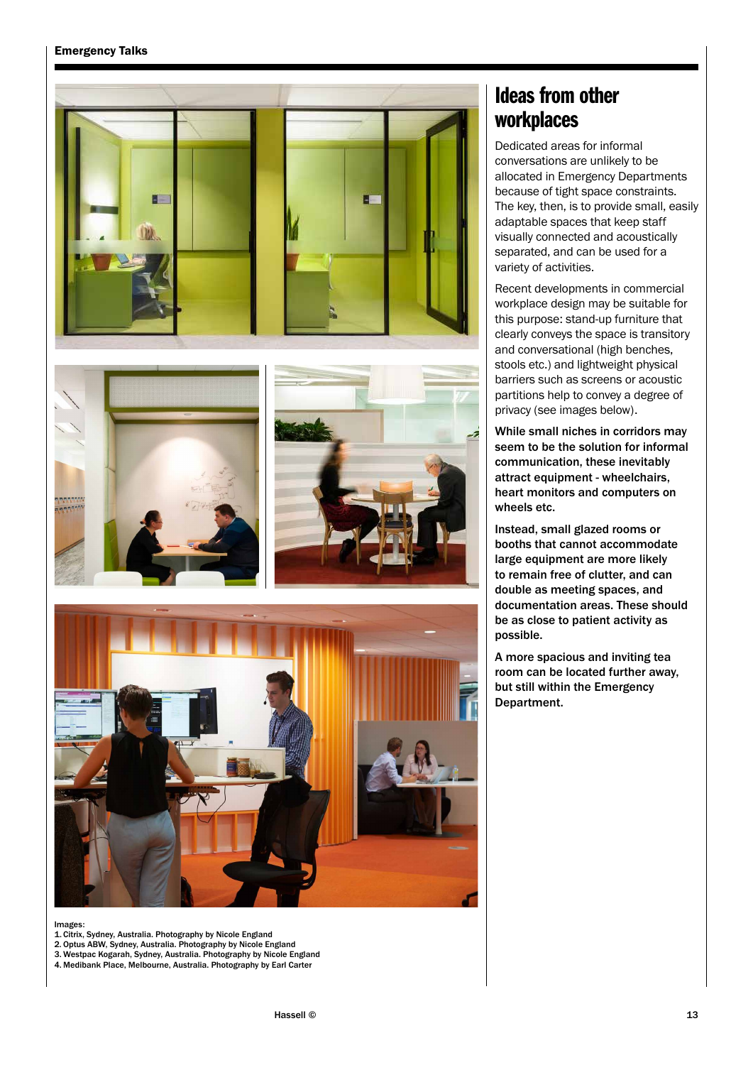# Ideas from other workplaces

Dedicated areas for informal conversations are unlikely to be allocated in Emergency Departments because of tight space constraints. The key, then, is to provide small, easily adaptable spaces that keep staff visually connected and acoustically separated, and can be used for a variety of activities.

Recent developments in commercial workplace design may be suitable for this purpose: stand-up furniture that clearly conveys the space is transitory and conversational (high benches, stools etc.) and lightweight physical barriers such as screens or acoustic partitions help to convey a degree of privacy (see images below).

**While small niches in corridors may seem to be the solution for informal communication, these inevitably attract equipment - wheelchairs, heart monitors and computers on wheels etc.**

**Instead, small glazed rooms or booths that cannot accommodate large equipment are more likely to remain free of clutter, and can double as meeting spaces, and documentation areas. These should be as close to patient activity as possible.**

**A more spacious and inviting tea room can be located further away, but still within the Emergency Department.**

Images:
1. Citrix, Sydney, Australia. Photography by Nicole England
2. Optus ABW, Sydney, Australia. Photography by Nicole England
3. Westpac Kogarah, Sydney, Australia. Photography by Nicole England
4. Medibank Place, Melbourne, Australia. Photography by Earl Carter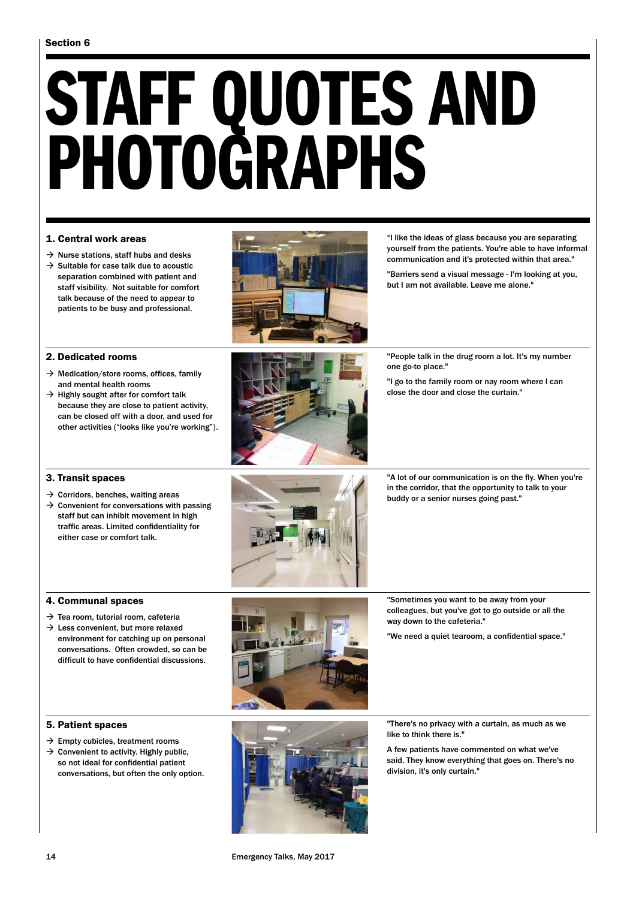Section 6

# STAFF QUOTES AND PHOTOGRAPHS

### 1. Central work areas

- → Nurse stations, staff hubs and desks
- → Suitable for case talk due to acoustic separation combined with patient and staff visibility. Not suitable for comfort talk because of the need to appear to patients to be busy and professional.

"I like the ideas of glass because you are separating yourself from the patients. You're able to have informal communication and it's protected within that area."

"Barriers send a visual message - I'm looking at you, but I am not available. Leave me alone."

### 2. Dedicated rooms

- → Medication/store rooms, offices, family and mental health rooms
- → Highly sought after for comfort talk because they are close to patient activity, can be closed off with a door, and used for other activities ("looks like you're working").

"People talk in the drug room a lot. It's my number one go-to place."

"I go to the family room or nay room where I can close the door and close the curtain."

### 3. Transit spaces

- → Corridors, benches, waiting areas
- → Convenient for conversations with passing staff but can inhibit movement in high traffic areas. Limited confidentiality for either case or comfort talk.

"A lot of our communication is on the fly. When you're in the corridor, that the opportunity to talk to your buddy or a senior nurses going past."

### 4. Communal spaces

- → Tea room, tutorial room, cafeteria
- → Less convenient, but more relaxed environment for catching up on personal conversations. Often crowded, so can be difficult to have confidential discussions.

"Sometimes you want to be away from your colleagues, but you've got to go outside or all the way down to the cafeteria."

"We need a quiet tearoom, a confidential space."

### 5. Patient spaces

- → Empty cubicles, treatment rooms
- → Convenient to activity. Highly public, so not ideal for confidential patient conversations, but often the only option.

"There's no privacy with a curtain, as much as we like to think there is."

A few patients have commented on what we've said. They know everything that goes on. There's no division, it's only curtain."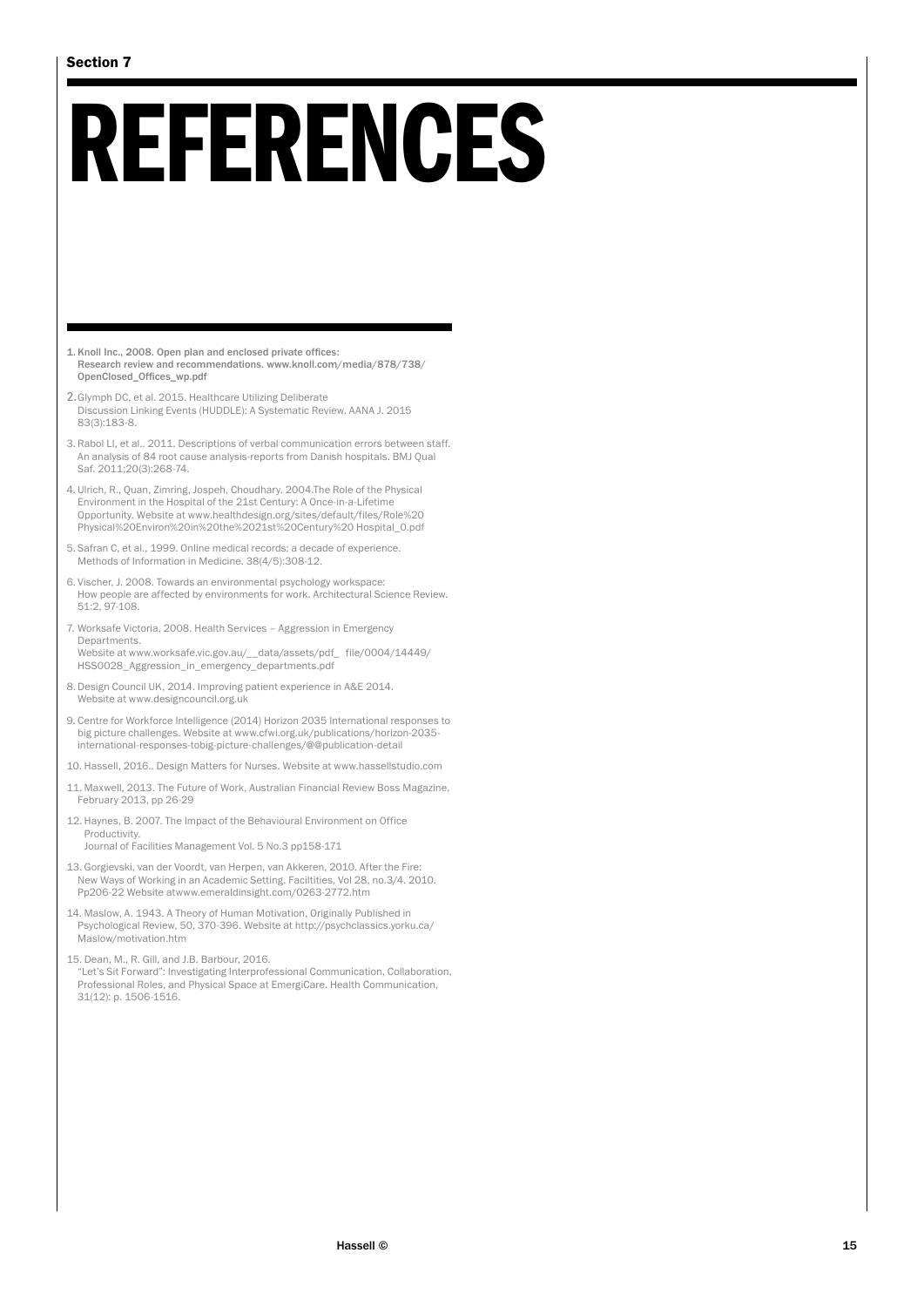Section 7

# REFERENCES

1. Knoll Inc., 2008. Open plan and enclosed private offices: Research review and recommendations. www.knoll.com/media/878/738/OpenClosed_Offices_wp.pdf

2. Glymph DC, et al. 2015. Healthcare Utilizing Deliberate Discussion Linking Events (HUDDLE): A Systematic Review. AANA J. 2015 83(3):183-8.

3. Rabol LI, et al.. 2011. Descriptions of verbal communication errors between staff. An analysis of 84 root cause analysis-reports from Danish hospitals. BMJ Qual Saf. 2011;20(3):268-74.

4. Ulrich, R., Quan, Zimring, Jospeh, Choudhary. 2004.The Role of the Physical Environment in the Hospital of the 21st Century: A Once-in-a-Lifetime Opportunity. Website at www.healthdesign.org/sites/default/files/Role%20 Physical%20Environ%20in%20the%2021st%20Century%20 Hospital_0.pdf

5. Safran C, et al., 1999. Online medical records: a decade of experience. Methods of Information in Medicine. 38(4/5):308-12.

6. Vischer, J. 2008. Towards an environmental psychology workspace: How people are affected by environments for work. Architectural Science Review. 51:2, 97-108.

7. Worksafe Victoria, 2008. Health Services – Aggression in Emergency Departments.
   Website at www.worksafe.vic.gov.au/__data/assets/pdf_ file/0004/14449/HSS0028_Aggression_in_emergency_departments.pdf

8. Design Council UK, 2014. Improving patient experience in A&E 2014. Website at www.designcouncil.org.uk

9. Centre for Workforce Intelligence (2014) Horizon 2035 International responses to big picture challenges. Website at www.cfwi.org.uk/publications/horizon-2035-international-responses-tobig-picture-challenges/@@publication-detail

10. Hassell, 2016.. Design Matters for Nurses. Website at www.hassellstudio.com

11. Maxwell, 2013. The Future of Work, Australian Financial Review Boss Magazine, February 2013, pp 26-29

12. Haynes, B. 2007. The Impact of the Behavioural Environment on Office Productivity.
    Journal of Facilities Management Vol. 5 No.3 pp158-171

13. Gorgievski, van der Voordt, van Herpen, van Akkeren, 2010. After the Fire: New Ways of Working in an Academic Setting. Faciltities, Vol 28, no.3/4. 2010. Pp206-22 Website atwww.emeraldinsight.com/0263-2772.htm

14. Maslow, A. 1943. A Theory of Human Motivation, Originally Published in Psychological Review, 50, 370-396. Website at http://psychclassics.yorku.ca/Maslow/motivation.htm

15. Dean, M., R. Gill, and J.B. Barbour, 2016.
    "Let's Sit Forward": Investigating Interprofessional Communication, Collaboration, Professional Roles, and Physical Space at EmergiCare. Health Communication, 31(12): p. 1506-1516.

Hassell ©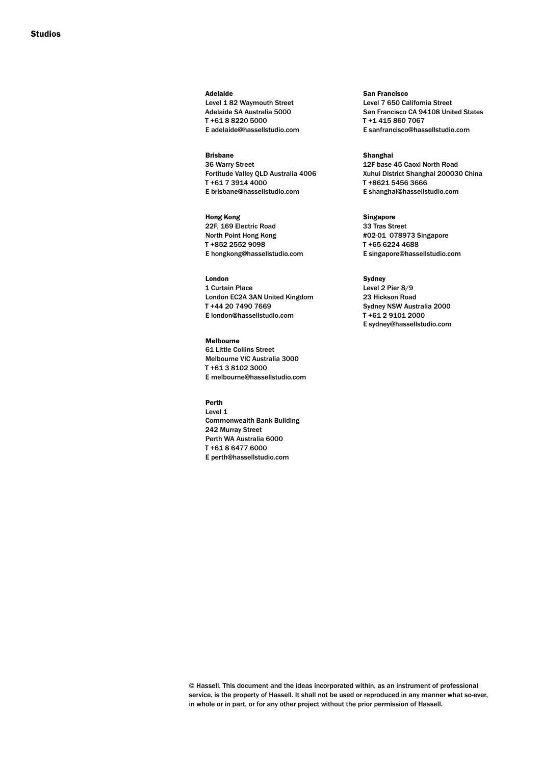# Studios

**Adelaide**
Level 1 82 Waymouth Street
Adelaide SA Australia 5000
T +61 8 8220 5000
E adelaide@hassellstudio.com

**Brisbane**
36 Warry Street
Fortitude Valley QLD Australia 4006
T +61 7 3914 4000
E brisbane@hassellstudio.com

**Hong Kong**
22F, 169 Electric Road
North Point Hong Kong
T +852 2552 9098
E hongkong@hassellstudio.com

**London**
1 Curtain Place
London EC2A 3AN United Kingdom
T +44 20 7490 7669
E london@hassellstudio.com

**Melbourne**
61 Little Collins Street
Melbourne VIC Australia 3000
T +61 3 8102 3000
E melbourne@hassellstudio.com

**Perth**
Level 1
Commonwealth Bank Building
242 Murray Street
Perth WA Australia 6000
T +61 8 6477 6000
E perth@hassellstudio.com

**San Francisco**
Level 7 650 California Street
San Francisco CA 94108 United States
T +1 415 860 7067
E sanfrancisco@hassellstudio.com

**Shanghai**
12F base 45 Caoxi North Road
Xuhui District Shanghai 200030 China
T +8621 5456 3666
E shanghai@hassellstudio.com

**Singapore**
33 Tras Street
#02-01 078973 Singapore
T +65 6224 4688
E singapore@hassellstudio.com

**Sydney**
Level 2 Pier 8/9
23 Hickson Road
Sydney NSW Australia 2000
T +61 2 9101 2000
E sydney@hassellstudio.com

© Hassell. This document and the ideas incorporated within, as an instrument of professional service, is the property of Hassell. It shall not be used or reproduced in any manner what so-ever, in whole or in part, or for any other project without the prior permission of Hassell.